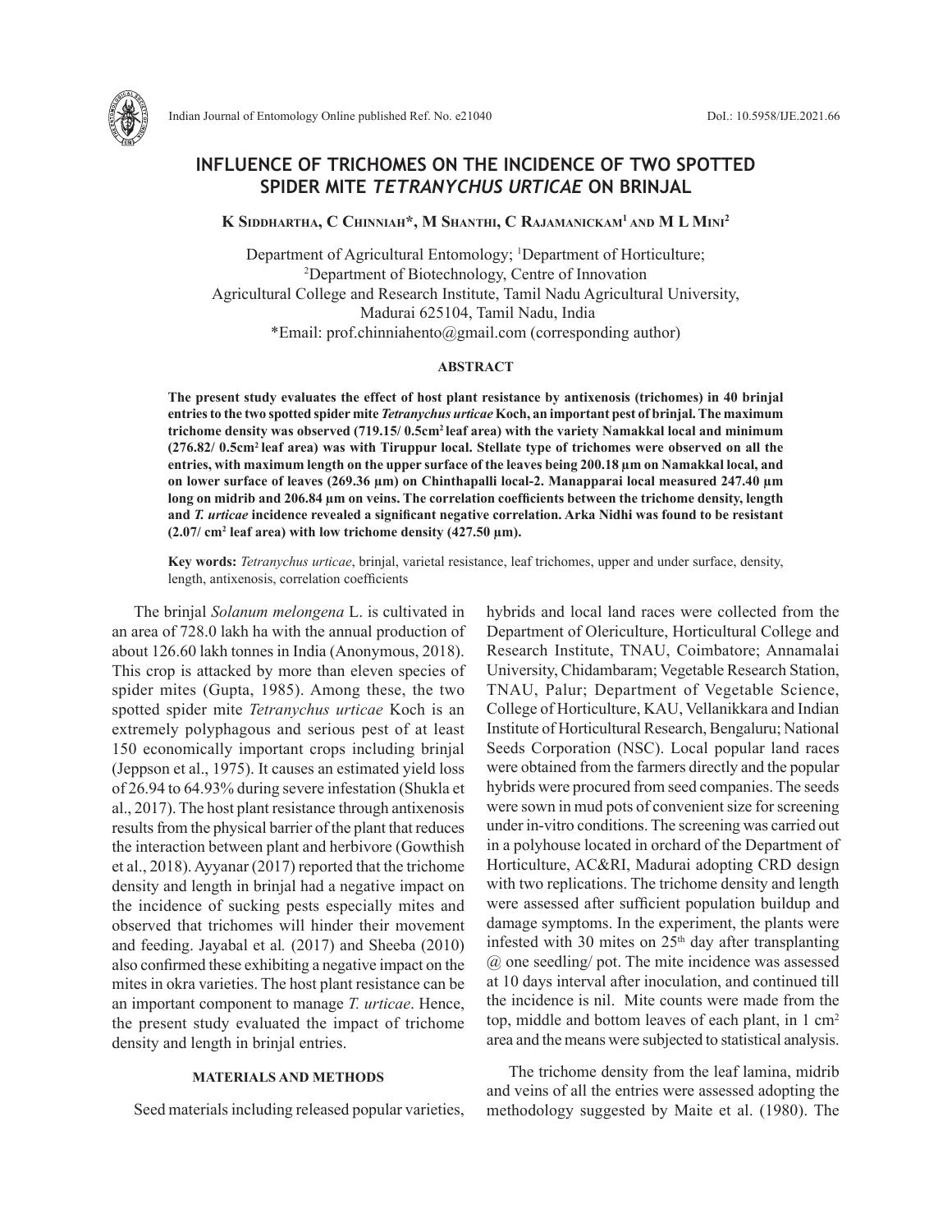# INFLUENCE OF TRICHOMES ON THE INCIDENCE OF TWO SPOTTED SPIDER MITE *TETRANYCHUS URTICAE* ON BRINJAL

**K Siddhartha, C Chinniah\*, M Shanthi, C Rajamanickam[1] and M L Mini[2]**

Department of Agricultural Entomology; [1]Department of Horticulture;
[2]Department of Biotechnology, Centre of Innovation
Agricultural College and Research Institute, Tamil Nadu Agricultural University,
Madurai 625104, Tamil Nadu, India
\*Email: prof.chinniahento@gmail.com (corresponding author)

## ABSTRACT

**The present study evaluates the effect of host plant resistance by antixenosis (trichomes) in 40 brinjal entries to the two spotted spider mite *Tetranychus urticae* Koch, an important pest of brinjal. The maximum trichome density was observed (719.15/ 0.5cm$^2$ leaf area) with the variety Namakkal local and minimum (276.82/ 0.5cm$^2$ leaf area) was with Tiruppur local. Stellate type of trichomes were observed on all the entries, with maximum length on the upper surface of the leaves being 200.18 µm on Namakkal local, and on lower surface of leaves (269.36 µm) on Chinthapalli local-2. Manapparai local measured 247.40 µm long on midrib and 206.84 µm on veins. The correlation coefficients between the trichome density, length and *T. urticae* incidence revealed a significant negative correlation. Arka Nidhi was found to be resistant (2.07/ cm$^2$ leaf area) with low trichome density (427.50 µm).**

**Key words:** *Tetranychus urticae*, brinjal, varietal resistance, leaf trichomes, upper and under surface, density, length, antixenosis, correlation coefficients

The brinjal *Solanum melongena* L. is cultivated in an area of 728.0 lakh ha with the annual production of about 126.60 lakh tonnes in India (Anonymous, 2018). This crop is attacked by more than eleven species of spider mites (Gupta, 1985). Among these, the two spotted spider mite *Tetranychus urticae* Koch is an extremely polyphagous and serious pest of at least 150 economically important crops including brinjal (Jeppson et al., 1975). It causes an estimated yield loss of 26.94 to 64.93% during severe infestation (Shukla et al., 2017). The host plant resistance through antixenosis results from the physical barrier of the plant that reduces the interaction between plant and herbivore (Gowthish et al., 2018). Ayyanar (2017) reported that the trichome density and length in brinjal had a negative impact on the incidence of sucking pests especially mites and observed that trichomes will hinder their movement and feeding. Jayabal et al*.* (2017) and Sheeba (2010) also confirmed these exhibiting a negative impact on the mites in okra varieties. The host plant resistance can be an important component to manage *T. urticae*. Hence, the present study evaluated the impact of trichome density and length in brinjal entries.

## MATERIALS AND METHODS

Seed materials including released popular varieties, hybrids and local land races were collected from the Department of Olericulture, Horticultural College and Research Institute, TNAU, Coimbatore; Annamalai University, Chidambaram; Vegetable Research Station, TNAU, Palur; Department of Vegetable Science, College of Horticulture, KAU, Vellanikkara and Indian Institute of Horticultural Research, Bengaluru; National Seeds Corporation (NSC). Local popular land races were obtained from the farmers directly and the popular hybrids were procured from seed companies. The seeds were sown in mud pots of convenient size for screening under in-vitro conditions. The screening was carried out in a polyhouse located in orchard of the Department of Horticulture, AC&RI, Madurai adopting CRD design with two replications. The trichome density and length were assessed after sufficient population buildup and damage symptoms. In the experiment, the plants were infested with 30 mites on 25$^{th}$ day after transplanting @ one seedling/ pot. The mite incidence was assessed at 10 days interval after inoculation, and continued till the incidence is nil. Mite counts were made from the top, middle and bottom leaves of each plant, in 1 cm$^2$ area and the means were subjected to statistical analysis.

The trichome density from the leaf lamina, midrib and veins of all the entries were assessed adopting the methodology suggested by Maite et al. (1980). The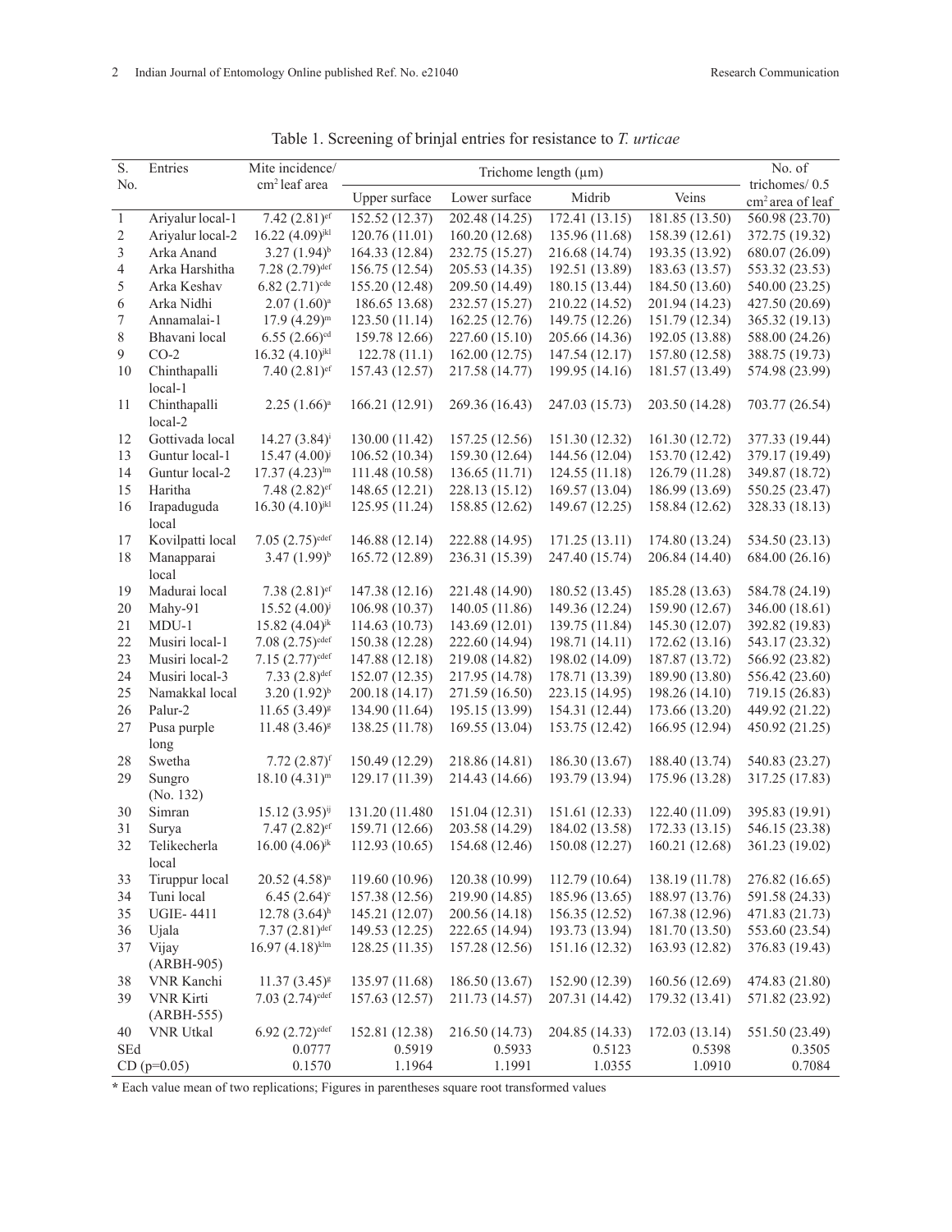Table 1. Screening of brinjal entries for resistance to *T. urticae*

| S. No. | Entries | Mite incidence/ $cm^2$ leaf area | Trichome length (µm) | | | | No. of trichomes/ 0.5 $cm^2$ area of leaf |
|---|---|---|---|---|---|---|---|
| | | | Upper surface | Lower surface | Midrib | Veins | |
| 1 | Ariyalur local-1 | 7.42 (2.81)$^{ef}$ | 152.52 (12.37) | 202.48 (14.25) | 172.41 (13.15) | 181.85 (13.50) | 560.98 (23.70) |
| 2 | Ariyalur local-2 | 16.22 (4.09)$^{jkl}$ | 120.76 (11.01) | 160.20 (12.68) | 135.96 (11.68) | 158.39 (12.61) | 372.75 (19.32) |
| 3 | Arka Anand | 3.27 (1.94)$^{b}$ | 164.33 (12.84) | 232.75 (15.27) | 216.68 (14.74) | 193.35 (13.92) | 680.07 (26.09) |
| 4 | Arka Harshitha | 7.28 (2.79)$^{def}$ | 156.75 (12.54) | 205.53 (14.35) | 192.51 (13.89) | 183.63 (13.57) | 553.32 (23.53) |
| 5 | Arka Keshav | 6.82 (2.71)$^{cde}$ | 155.20 (12.48) | 209.50 (14.49) | 180.15 (13.44) | 184.50 (13.60) | 540.00 (23.25) |
| 6 | Arka Nidhi | 2.07 (1.60)$^{a}$ | 186.65 13.68) | 232.57 (15.27) | 210.22 (14.52) | 201.94 (14.23) | 427.50 (20.69) |
| 7 | Annamalai-1 | 17.9 (4.29)$^{m}$ | 123.50 (11.14) | 162.25 (12.76) | 149.75 (12.26) | 151.79 (12.34) | 365.32 (19.13) |
| 8 | Bhavani local | 6.55 (2.66)$^{cd}$ | 159.78 12.66) | 227.60 (15.10) | 205.66 (14.36) | 192.05 (13.88) | 588.00 (24.26) |
| 9 | CO-2 | 16.32 (4.10)$^{jkl}$ | 122.78 (11.1) | 162.00 (12.75) | 147.54 (12.17) | 157.80 (12.58) | 388.75 (19.73) |
| 10 | Chinthapalli local-1 | 7.40 (2.81)$^{ef}$ | 157.43 (12.57) | 217.58 (14.77) | 199.95 (14.16) | 181.57 (13.49) | 574.98 (23.99) |
| 11 | Chinthapalli local-2 | 2.25 (1.66)$^{a}$ | 166.21 (12.91) | 269.36 (16.43) | 247.03 (15.73) | 203.50 (14.28) | 703.77 (26.54) |
| 12 | Gottivada local | 14.27 (3.84)$^{i}$ | 130.00 (11.42) | 157.25 (12.56) | 151.30 (12.32) | 161.30 (12.72) | 377.33 (19.44) |
| 13 | Guntur local-1 | 15.47 (4.00)$^{j}$ | 106.52 (10.34) | 159.30 (12.64) | 144.56 (12.04) | 153.70 (12.42) | 379.17 (19.49) |
| 14 | Guntur local-2 | 17.37 (4.23)$^{lm}$ | 111.48 (10.58) | 136.65 (11.71) | 124.55 (11.18) | 126.79 (11.28) | 349.87 (18.72) |
| 15 | Haritha | 7.48 (2.82)$^{ef}$ | 148.65 (12.21) | 228.13 (15.12) | 169.57 (13.04) | 186.99 (13.69) | 550.25 (23.47) |
| 16 | Irapaduguda local | 16.30 (4.10)$^{jkl}$ | 125.95 (11.24) | 158.85 (12.62) | 149.67 (12.25) | 158.84 (12.62) | 328.33 (18.13) |
| 17 | Kovilpatti local | 7.05 (2.75)$^{cdef}$ | 146.88 (12.14) | 222.88 (14.95) | 171.25 (13.11) | 174.80 (13.24) | 534.50 (23.13) |
| 18 | Manapparai local | 3.47 (1.99)$^{b}$ | 165.72 (12.89) | 236.31 (15.39) | 247.40 (15.74) | 206.84 (14.40) | 684.00 (26.16) |
| 19 | Madurai local | 7.38 (2.81)$^{ef}$ | 147.38 (12.16) | 221.48 (14.90) | 180.52 (13.45) | 185.28 (13.63) | 584.78 (24.19) |
| 20 | Mahy-91 | 15.52 (4.00)$^{j}$ | 106.98 (10.37) | 140.05 (11.86) | 149.36 (12.24) | 159.90 (12.67) | 346.00 (18.61) |
| 21 | MDU-1 | 15.82 (4.04)$^{jk}$ | 114.63 (10.73) | 143.69 (12.01) | 139.75 (11.84) | 145.30 (12.07) | 392.82 (19.83) |
| 22 | Musiri local-1 | 7.08 (2.75)$^{cdef}$ | 150.38 (12.28) | 222.60 (14.94) | 198.71 (14.11) | 172.62 (13.16) | 543.17 (23.32) |
| 23 | Musiri local-2 | 7.15 (2.77)$^{cdef}$ | 147.88 (12.18) | 219.08 (14.82) | 198.02 (14.09) | 187.87 (13.72) | 566.92 (23.82) |
| 24 | Musiri local-3 | 7.33 (2.8)$^{def}$ | 152.07 (12.35) | 217.95 (14.78) | 178.71 (13.39) | 189.90 (13.80) | 556.42 (23.60) |
| 25 | Namakkal local | 3.20 (1.92)$^{b}$ | 200.18 (14.17) | 271.59 (16.50) | 223.15 (14.95) | 198.26 (14.10) | 719.15 (26.83) |
| 26 | Palur-2 | 11.65 (3.49)$^{g}$ | 134.90 (11.64) | 195.15 (13.99) | 154.31 (12.44) | 173.66 (13.20) | 449.92 (21.22) |
| 27 | Pusa purple long | 11.48 (3.46)$^{g}$ | 138.25 (11.78) | 169.55 (13.04) | 153.75 (12.42) | 166.95 (12.94) | 450.92 (21.25) |
| 28 | Swetha | 7.72 (2.87)$^{f}$ | 150.49 (12.29) | 218.86 (14.81) | 186.30 (13.67) | 188.40 (13.74) | 540.83 (23.27) |
| 29 | Sungro (No. 132) | 18.10 (4.31)$^{m}$ | 129.17 (11.39) | 214.43 (14.66) | 193.79 (13.94) | 175.96 (13.28) | 317.25 (17.83) |
| 30 | Simran | 15.12 (3.95)$^{ij}$ | 131.20 (11.480 | 151.04 (12.31) | 151.61 (12.33) | 122.40 (11.09) | 395.83 (19.91) |
| 31 | Surya | 7.47 (2.82)$^{ef}$ | 159.71 (12.66) | 203.58 (14.29) | 184.02 (13.58) | 172.33 (13.15) | 546.15 (23.38) |
| 32 | Telikecherla local | 16.00 (4.06)$^{jk}$ | 112.93 (10.65) | 154.68 (12.46) | 150.08 (12.27) | 160.21 (12.68) | 361.23 (19.02) |
| 33 | Tiruppur local | 20.52 (4.58)$^{n}$ | 119.60 (10.96) | 120.38 (10.99) | 112.79 (10.64) | 138.19 (11.78) | 276.82 (16.65) |
| 34 | Tuni local | 6.45 (2.64)$^{c}$ | 157.38 (12.56) | 219.90 (14.85) | 185.96 (13.65) | 188.97 (13.76) | 591.58 (24.33) |
| 35 | UGIE- 4411 | 12.78 (3.64)$^{h}$ | 145.21 (12.07) | 200.56 (14.18) | 156.35 (12.52) | 167.38 (12.96) | 471.83 (21.73) |
| 36 | Ujala | 7.37 (2.81)$^{def}$ | 149.53 (12.25) | 222.65 (14.94) | 193.73 (13.94) | 181.70 (13.50) | 553.60 (23.54) |
| 37 | Vijay (ARBH-905) | 16.97 (4.18)$^{klm}$ | 128.25 (11.35) | 157.28 (12.56) | 151.16 (12.32) | 163.93 (12.82) | 376.83 (19.43) |
| 38 | VNR Kanchi | 11.37 (3.45)$^{g}$ | 135.97 (11.68) | 186.50 (13.67) | 152.90 (12.39) | 160.56 (12.69) | 474.83 (21.80) |
| 39 | VNR Kirti (ARBH-555) | 7.03 (2.74)$^{cdef}$ | 157.63 (12.57) | 211.73 (14.57) | 207.31 (14.42) | 179.32 (13.41) | 571.82 (23.92) |
| 40 | VNR Utkal | 6.92 (2.72)$^{cdef}$ | 152.81 (12.38) | 216.50 (14.73) | 204.85 (14.33) | 172.03 (13.14) | 551.50 (23.49) |
| SEd | | 0.0777 | 0.5919 | 0.5933 | 0.5123 | 0.5398 | 0.3505 |
| CD (p=0.05) | | 0.1570 | 1.1964 | 1.1991 | 1.0355 | 1.0910 | 0.7084 |

* Each value mean of two replications; Figures in parentheses square root transformed values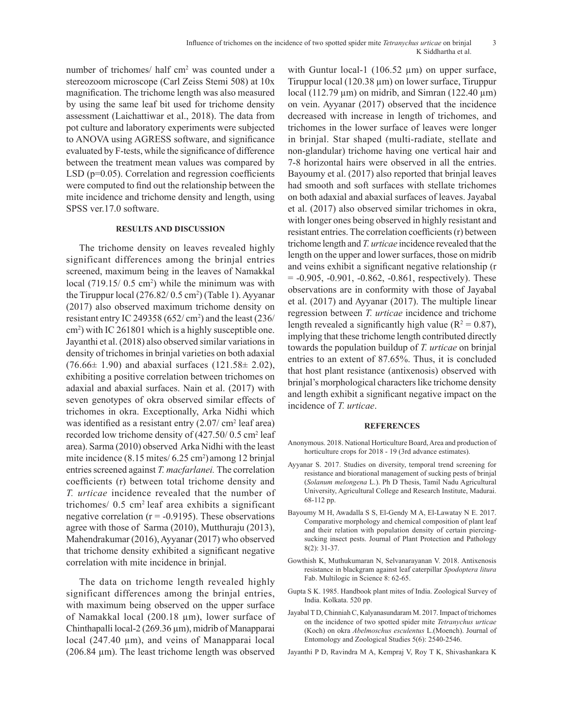number of trichomes/ half $cm^2$ was counted under a stereozoom microscope (Carl Zeiss Stemi 508) at 10x magnification. The trichome length was also measured by using the same leaf bit used for trichome density assessment (Laichattiwar et al., 2018). The data from pot culture and laboratory experiments were subjected to ANOVA using AGRESS software, and significance evaluated by F-tests, while the significance of difference between the treatment mean values was compared by LSD (p=0.05). Correlation and regression coefficients were computed to find out the relationship between the mite incidence and trichome density and length, using SPSS ver.17.0 software.

## RESULTS AND DISCUSSION

The trichome density on leaves revealed highly significant differences among the brinjal entries screened, maximum being in the leaves of Namakkal local (719.15/ 0.5 $cm^2$) while the minimum was with the Tiruppur local (276.82/ 0.5 $cm^2$) (Table 1). Ayyanar (2017) also observed maximum trichome density on resistant entry IC 249358 (652/ $cm^2$) and the least (236/ $cm^2$) with IC 261801 which is a highly susceptible one. Jayanthi et al. (2018) also observed similar variations in density of trichomes in brinjal varieties on both adaxial (76.66± 1.90) and abaxial surfaces (121.58± 2.02), exhibiting a positive correlation between trichomes on adaxial and abaxial surfaces. Nain et al. (2017) with seven genotypes of okra observed similar effects of trichomes in okra. Exceptionally, Arka Nidhi which was identified as a resistant entry (2.07/ $cm^2$ leaf area) recorded low trichome density of (427.50/ 0.5 $cm^2$ leaf area). Sarma (2010) observed Arka Nidhi with the least mite incidence (8.15 mites/ 6.25 $cm^2$) among 12 brinjal entries screened against *T. macfarlanei.* The correlation coefficients (r) between total trichome density and *T. urticae* incidence revealed that the number of trichomes/ 0.5 $cm^2$ leaf area exhibits a significant negative correlation (r = -0.9195). These observations agree with those of Sarma (2010), Mutthuraju (2013), Mahendrakumar (2016), Ayyanar (2017) who observed that trichome density exhibited a significant negative correlation with mite incidence in brinjal.

The data on trichome length revealed highly significant differences among the brinjal entries, with maximum being observed on the upper surface of Namakkal local (200.18 µm), lower surface of Chinthapalli local-2 (269.36 µm), midrib of Manapparai local (247.40 µm), and veins of Manapparai local (206.84 µm). The least trichome length was observed with Guntur local-1 (106.52 µm) on upper surface, Tiruppur local (120.38 µm) on lower surface, Tiruppur local (112.79 µm) on midrib, and Simran (122.40 µm) on vein. Ayyanar (2017) observed that the incidence decreased with increase in length of trichomes, and trichomes in the lower surface of leaves were longer in brinjal. Star shaped (multi-radiate, stellate and non-glandular) trichome having one vertical hair and 7-8 horizontal hairs were observed in all the entries. Bayoumy et al. (2017) also reported that brinjal leaves had smooth and soft surfaces with stellate trichomes on both adaxial and abaxial surfaces of leaves. Jayabal et al. (2017) also observed similar trichomes in okra, with longer ones being observed in highly resistant and resistant entries. The correlation coefficients (r) between trichome length and *T. urticae* incidence revealed that the length on the upper and lower surfaces, those on midrib and veins exhibit a significant negative relationship (r = -0.905, -0.901, -0.862, -0.861, respectively). These observations are in conformity with those of Jayabal et al. (2017) and Ayyanar (2017). The multiple linear regression between *T. urticae* incidence and trichome length revealed a significantly high value ($R^2$ = 0.87), implying that these trichome length contributed directly towards the population buildup of *T. urticae* on brinjal entries to an extent of 87.65%. Thus, it is concluded that host plant resistance (antixenosis) observed with brinjal's morphological characters like trichome density and length exhibit a significant negative impact on the incidence of *T. urticae*.

## REFERENCES

Anonymous. 2018. National Horticulture Board, Area and production of horticulture crops for 2018 - 19 (3rd advance estimates).

Ayyanar S. 2017. Studies on diversity, temporal trend screening for resistance and biorational management of sucking pests of brinjal (*Solanum melongena* L.). Ph D Thesis, Tamil Nadu Agricultural University, Agricultural College and Research Institute, Madurai. 68-112 pp.

Bayoumy M H, Awadalla S S, El-Gendy M A, El-Lawatay N E. 2017. Comparative morphology and chemical composition of plant leaf and their relation with population density of certain piercing-sucking insect pests. Journal of Plant Protection and Pathology 8(2): 31-37.

Gowthish K, Muthukumaran N, Selvanarayanan V. 2018. Antixenosis resistance in blackgram against leaf caterpillar *Spodoptera litura* Fab. Multilogic in Science 8: 62-65.

Gupta S K. 1985. Handbook plant mites of India. Zoological Survey of India. Kolkata. 520 pp.

Jayabal T D, Chinniah C, Kalyanasundaram M. 2017. Impact of trichomes on the incidence of two spotted spider mite *Tetranychus urticae* (Koch) on okra *Abelmoschus esculentus* L.(Moench). Journal of Entomology and Zoological Studies 5(6): 2540-2546.

Jayanthi P D, Ravindra M A, Kempraj V, Roy T K, Shivashankara K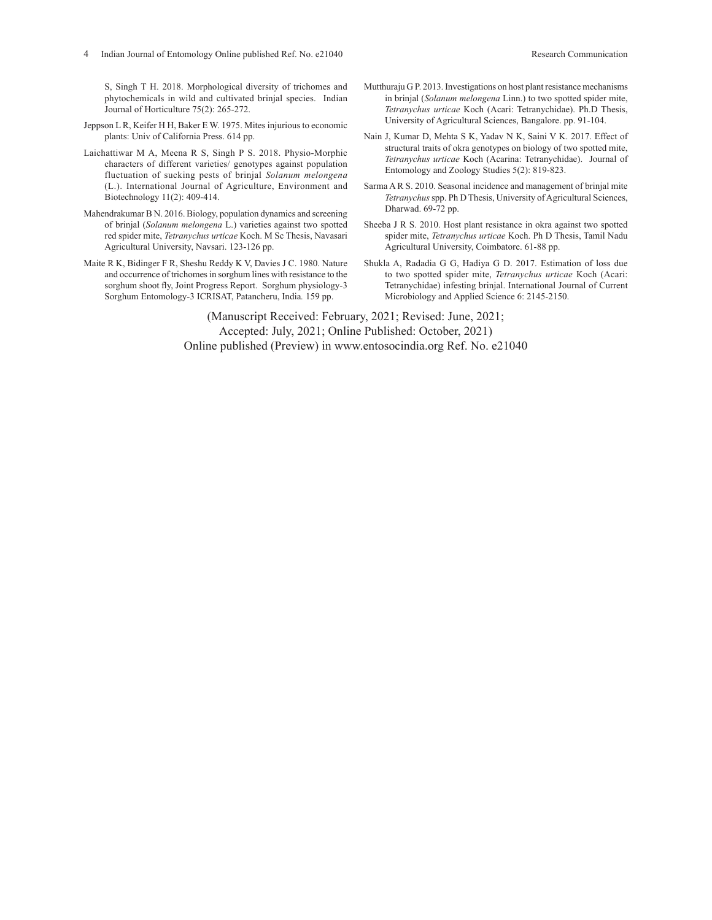S, Singh T H. 2018. Morphological diversity of trichomes and phytochemicals in wild and cultivated brinjal species. Indian Journal of Horticulture 75(2): 265-272.

Jeppson L R, Keifer H H, Baker E W. 1975. Mites injurious to economic plants: Univ of California Press. 614 pp.

Laichattiwar M A, Meena R S, Singh P S. 2018. Physio-Morphic characters of different varieties/ genotypes against population fluctuation of sucking pests of brinjal *Solanum melongena* (L.). International Journal of Agriculture, Environment and Biotechnology 11(2): 409-414.

Mahendrakumar B N. 2016. Biology, population dynamics and screening of brinjal (*Solanum melongena* L.) varieties against two spotted red spider mite, *Tetranychus urticae* Koch. M Sc Thesis, Navasari Agricultural University, Navsari. 123-126 pp.

Maite R K, Bidinger F R, Sheshu Reddy K V, Davies J C. 1980. Nature and occurrence of trichomes in sorghum lines with resistance to the sorghum shoot fly, Joint Progress Report. Sorghum physiology-3 Sorghum Entomology-3 ICRISAT, Patancheru, India. 159 pp.

Mutthuraju G P. 2013. Investigations on host plant resistance mechanisms in brinjal (*Solanum melongena* Linn.) to two spotted spider mite, *Tetranychus urticae* Koch (Acari: Tetranychidae). Ph.D Thesis, University of Agricultural Sciences, Bangalore. pp. 91-104.

Nain J, Kumar D, Mehta S K, Yadav N K, Saini V K. 2017. Effect of structural traits of okra genotypes on biology of two spotted mite, *Tetranychus urticae* Koch (Acarina: Tetranychidae). Journal of Entomology and Zoology Studies 5(2): 819-823.

Sarma A R S. 2010. Seasonal incidence and management of brinjal mite *Tetranychus* spp. Ph D Thesis, University of Agricultural Sciences, Dharwad. 69-72 pp.

Sheeba J R S. 2010. Host plant resistance in okra against two spotted spider mite, *Tetranychus urticae* Koch. Ph D Thesis, Tamil Nadu Agricultural University, Coimbatore. 61-88 pp.

Shukla A, Radadia G G, Hadiya G D. 2017. Estimation of loss due to two spotted spider mite, *Tetranychus urticae* Koch (Acari: Tetranychidae) infesting brinjal. International Journal of Current Microbiology and Applied Science 6: 2145-2150.

(Manuscript Received: February, 2021; Revised: June, 2021;
Accepted: July, 2021; Online Published: October, 2021)
Online published (Preview) in www.entosocindia.org Ref. No. e21040